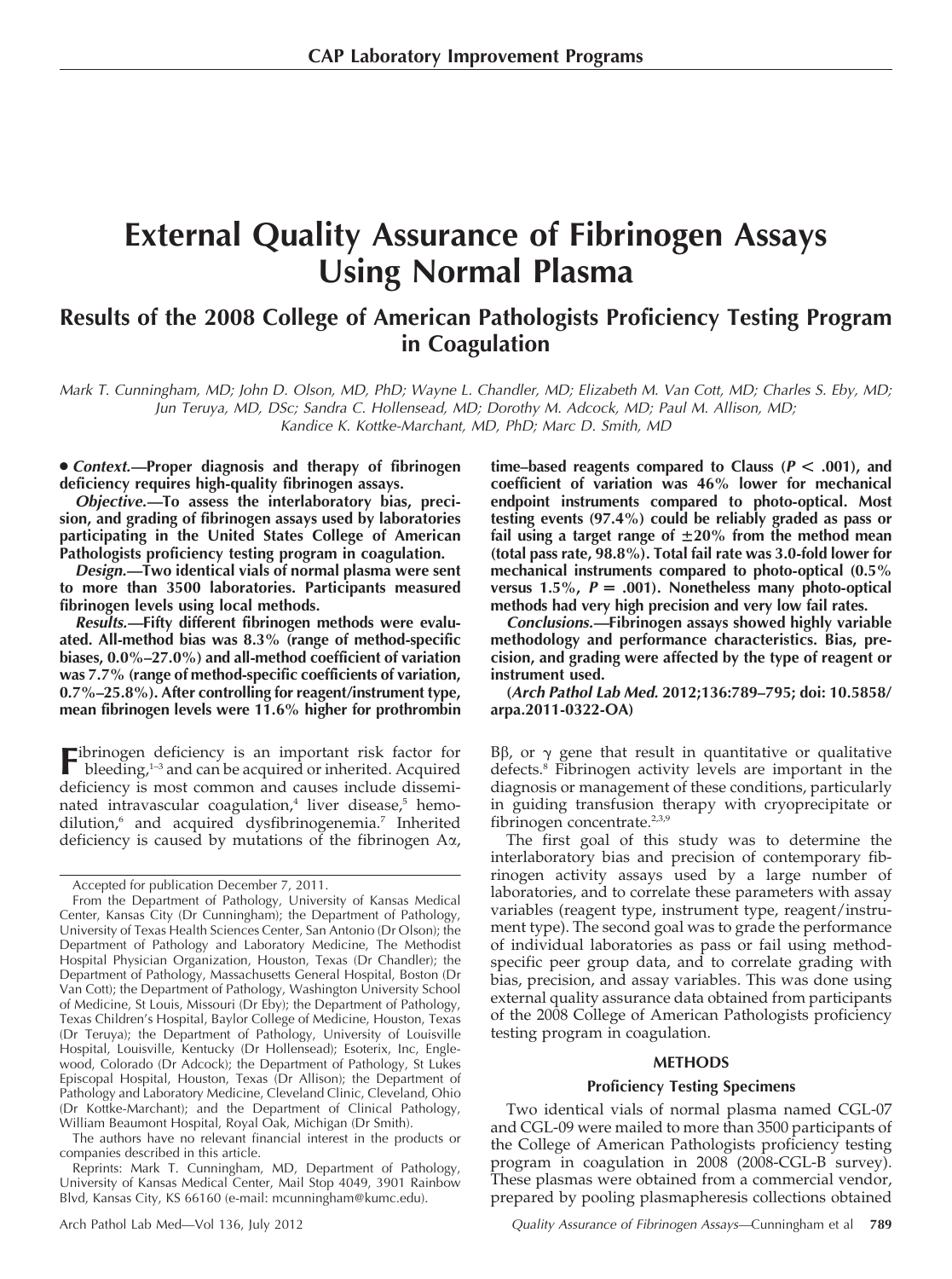# External Quality Assurance of Fibrinogen Assays Using Normal Plasma

## Results of the 2008 College of American Pathologists Proficiency Testing Program in Coagulation

*Mark T. Cunningham, MD; John D. Olson, MD, PhD; Wayne L. Chandler, MD; Elizabeth M. Van Cott, MD; Charles S. Eby, MD; Jun Teruya, MD, DSc; Sandra C. Hollensead, MD; Dorothy M. Adcock, MD; Paul M. Allison, MD; Kandice K. Kottke-Marchant, MD, PhD; Marc D. Smith, MD*

• ***Context.***—**Proper diagnosis and therapy of fibrinogen deficiency requires high-quality fibrinogen assays.**

***Objective.***—**To assess the interlaboratory bias, precision, and grading of fibrinogen assays used by laboratories participating in the United States College of American Pathologists proficiency testing program in coagulation.**

***Design.***—**Two identical vials of normal plasma were sent to more than 3500 laboratories. Participants measured fibrinogen levels using local methods.**

***Results.***—**Fifty different fibrinogen methods were evaluated. All-method bias was 8.3% (range of method-specific biases, 0.0%–27.0%) and all-method coefficient of variation was 7.7% (range of method-specific coefficients of variation, 0.7%–25.8%). After controlling for reagent/instrument type, mean fibrinogen levels were 11.6% higher for prothrombin time–based reagents compared to Clauss ($P < .001$), and coefficient of variation was 46% lower for mechanical endpoint instruments compared to photo-optical. Most testing events (97.4%) could be reliably graded as pass or fail using a target range of ±20% from the method mean (total pass rate, 98.8%). Total fail rate was 3.0-fold lower for mechanical instruments compared to photo-optical (0.5% versus 1.5%, $P = .001$). Nonetheless many photo-optical methods had very high precision and very low fail rates.**

***Conclusions.***—**Fibrinogen assays showed highly variable methodology and performance characteristics. Bias, precision, and grading were affected by the type of reagent or instrument used.**

**(*Arch Pathol Lab Med.* 2012;136:789–795; doi: 10.5858/arpa.2011-0322-OA)**

Fibrinogen deficiency is an important risk factor for bleeding,[1–3] and can be acquired or inherited. Acquired deficiency is most common and causes include disseminated intravascular coagulation,[4] liver disease,[5] hemodilution,[6] and acquired dysfibrinogenemia.[7] Inherited deficiency is caused by mutations of the fibrinogen Aα, Bβ, or γ gene that result in quantitative or qualitative defects.[8] Fibrinogen activity levels are important in the diagnosis or management of these conditions, particularly in guiding transfusion therapy with cryoprecipitate or fibrinogen concentrate.[2,3,9]

The first goal of this study was to determine the interlaboratory bias and precision of contemporary fibrinogen activity assays used by a large number of laboratories, and to correlate these parameters with assay variables (reagent type, instrument type, reagent/instrument type). The second goal was to grade the performance of individual laboratories as pass or fail using method-specific peer group data, and to correlate grading with bias, precision, and assay variables. This was done using external quality assurance data obtained from participants of the 2008 College of American Pathologists proficiency testing program in coagulation.

## METHODS

### Proficiency Testing Specimens

Two identical vials of normal plasma named CGL-07 and CGL-09 were mailed to more than 3500 participants of the College of American Pathologists proficiency testing program in coagulation in 2008 (2008-CGL-B survey). These plasmas were obtained from a commercial vendor, prepared by pooling plasmapheresis collections obtained

---

Accepted for publication December 7, 2011.

From the Department of Pathology, University of Kansas Medical Center, Kansas City (Dr Cunningham); the Department of Pathology, University of Texas Health Sciences Center, San Antonio (Dr Olson); the Department of Pathology and Laboratory Medicine, The Methodist Hospital Physician Organization, Houston, Texas (Dr Chandler); the Department of Pathology, Massachusetts General Hospital, Boston (Dr Van Cott); the Department of Pathology, Washington University School of Medicine, St Louis, Missouri (Dr Eby); the Department of Pathology, Texas Children's Hospital, Baylor College of Medicine, Houston, Texas (Dr Teruya); the Department of Pathology, University of Louisville Hospital, Louisville, Kentucky (Dr Hollensead); Esoterix, Inc, Englewood, Colorado (Dr Adcock); the Department of Pathology, St Lukes Episcopal Hospital, Houston, Texas (Dr Allison); the Department of Pathology and Laboratory Medicine, Cleveland Clinic, Cleveland, Ohio (Dr Kottke-Marchant); and the Department of Clinical Pathology, William Beaumont Hospital, Royal Oak, Michigan (Dr Smith).

The authors have no relevant financial interest in the products or companies described in this article.

Reprints: Mark T. Cunningham, MD, Department of Pathology, University of Kansas Medical Center, Mail Stop 4049, 3901 Rainbow Blvd, Kansas City, KS 66160 (e-mail: mcunningham@kumc.edu).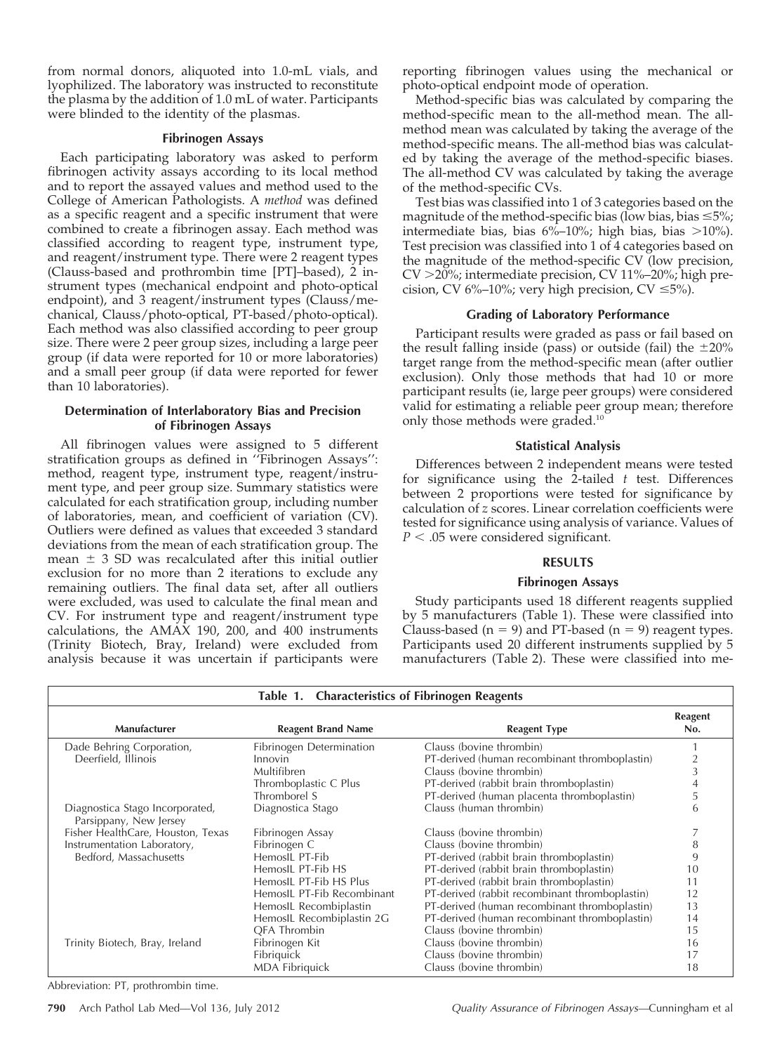from normal donors, aliquoted into 1.0-mL vials, and lyophilized. The laboratory was instructed to reconstitute the plasma by the addition of 1.0 mL of water. Participants were blinded to the identity of the plasmas.

### Fibrinogen Assays

Each participating laboratory was asked to perform fibrinogen activity assays according to its local method and to report the assayed values and method used to the College of American Pathologists. A *method* was defined as a specific reagent and a specific instrument that were combined to create a fibrinogen assay. Each method was classified according to reagent type, instrument type, and reagent/instrument type. There were 2 reagent types (Clauss-based and prothrombin time [PT]–based), 2 instrument types (mechanical endpoint and photo-optical endpoint), and 3 reagent/instrument types (Clauss/mechanical, Clauss/photo-optical, PT-based/photo-optical). Each method was also classified according to peer group size. There were 2 peer group sizes, including a large peer group (if data were reported for 10 or more laboratories) and a small peer group (if data were reported for fewer than 10 laboratories).

### Determination of Interlaboratory Bias and Precision of Fibrinogen Assays

All fibrinogen values were assigned to 5 different stratification groups as defined in "Fibrinogen Assays": method, reagent type, instrument type, reagent/instrument type, and peer group size. Summary statistics were calculated for each stratification group, including number of laboratories, mean, and coefficient of variation (CV). Outliers were defined as values that exceeded 3 standard deviations from the mean of each stratification group. The mean ± 3 SD was recalculated after this initial outlier exclusion for no more than 2 iterations to exclude any remaining outliers. The final data set, after all outliers were excluded, was used to calculate the final mean and CV. For instrument type and reagent/instrument type calculations, the AMAX 190, 200, and 400 instruments (Trinity Biotech, Bray, Ireland) were excluded from analysis because it was uncertain if participants were reporting fibrinogen values using the mechanical or photo-optical endpoint mode of operation.

Method-specific bias was calculated by comparing the method-specific mean to the all-method mean. The all-method mean was calculated by taking the average of the method-specific means. The all-method bias was calculated by taking the average of the method-specific biases. The all-method CV was calculated by taking the average of the method-specific CVs.

Test bias was classified into 1 of 3 categories based on the magnitude of the method-specific bias (low bias, bias ≤5%; intermediate bias, bias 6%–10%; high bias, bias >10%). Test precision was classified into 1 of 4 categories based on the magnitude of the method-specific CV (low precision, CV >20%; intermediate precision, CV 11%–20%; high precision, CV 6%–10%; very high precision, CV ≤5%).

### Grading of Laboratory Performance

Participant results were graded as pass or fail based on the result falling inside (pass) or outside (fail) the ±20% target range from the method-specific mean (after outlier exclusion). Only those methods that had 10 or more participant results (ie, large peer groups) were considered valid for estimating a reliable peer group mean; therefore only those methods were graded.[10]

### Statistical Analysis

Differences between 2 independent means were tested for significance using the 2-tailed *t* test. Differences between 2 proportions were tested for significance by calculation of *z* scores. Linear correlation coefficients were tested for significance using analysis of variance. Values of $P < .05$ were considered significant.

## RESULTS

### Fibrinogen Assays

Study participants used 18 different reagents supplied by 5 manufacturers (Table 1). These were classified into Clauss-based ($n = 9$) and PT-based ($n = 9$) reagent types. Participants used 20 different instruments supplied by 5 manufacturers (Table 2). These were classified into me-

**Table 1. Characteristics of Fibrinogen Reagents**

| Manufacturer | Reagent Brand Name | Reagent Type | Reagent No. |
|---|---|---|---|
| Dade Behring Corporation, Deerfield, Illinois | Fibrinogen Determination | Clauss (bovine thrombin) | 1 |
| | Innovin | PT-derived (human recombinant thromboplastin) | 2 |
| | Multifibren | Clauss (bovine thrombin) | 3 |
| | Thromboplastic C Plus | PT-derived (rabbit brain thromboplastin) | 4 |
| | Thromborel S | PT-derived (human placenta thromboplastin) | 5 |
| Diagnostica Stago Incorporated, Parsippany, New Jersey | Diagnostica Stago | Clauss (human thrombin) | 6 |
| Fisher HealthCare, Houston, Texas | Fibrinogen Assay | Clauss (bovine thrombin) | 7 |
| Instrumentation Laboratory, Bedford, Massachusetts | Fibrinogen C | Clauss (bovine thrombin) | 8 |
| | HemosIL PT-Fib | PT-derived (rabbit brain thromboplastin) | 9 |
| | HemosIL PT-Fib HS | PT-derived (rabbit brain thromboplastin) | 10 |
| | HemosIL PT-Fib HS Plus | PT-derived (rabbit brain thromboplastin) | 11 |
| | HemosIL PT-Fib Recombinant | PT-derived (rabbit recombinant thromboplastin) | 12 |
| | HemosIL Recombiplastin | PT-derived (human recombinant thromboplastin) | 13 |
| | HemosIL Recombiplastin 2G | PT-derived (human recombinant thromboplastin) | 14 |
| | QFA Thrombin | Clauss (bovine thrombin) | 15 |
| Trinity Biotech, Bray, Ireland | Fibrinogen Kit | Clauss (bovine thrombin) | 16 |
| | Fibriquick | Clauss (bovine thrombin) | 17 |
| | MDA Fibriquick | Clauss (bovine thrombin) | 18 |

Abbreviation: PT, prothrombin time.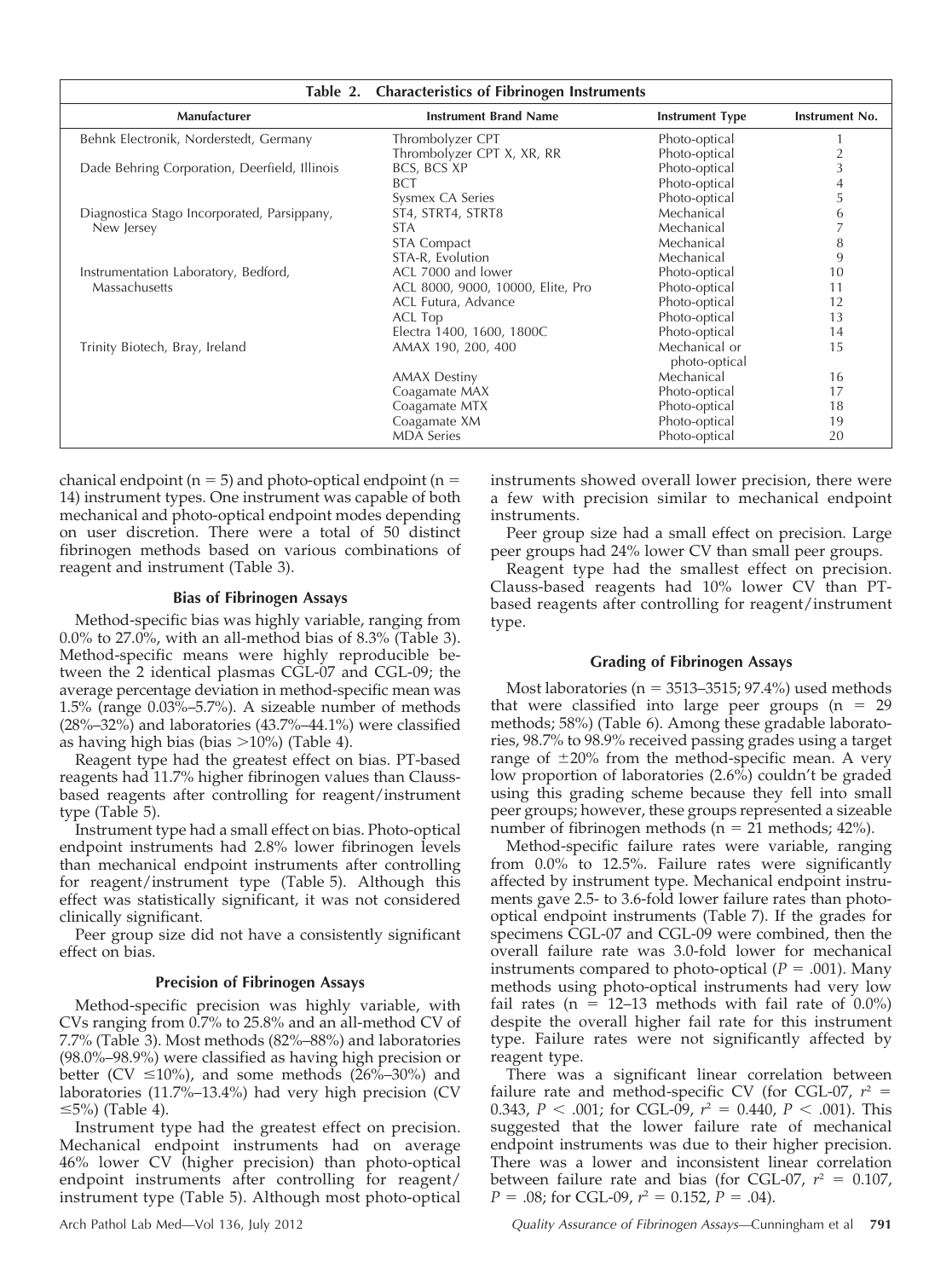**Table 2. Characteristics of Fibrinogen Instruments**

| Manufacturer | Instrument Brand Name | Instrument Type | Instrument No. |
|---|---|---|---|
| Behnk Electronik, Norderstedt, Germany | Thrombolyzer CPT | Photo-optical | 1 |
| | Thrombolyzer CPT X, XR, RR | Photo-optical | 2 |
| Dade Behring Corporation, Deerfield, Illinois | BCS, BCS XP | Photo-optical | 3 |
| | BCT | Photo-optical | 4 |
| | Sysmex CA Series | Photo-optical | 5 |
| Diagnostica Stago Incorporated, Parsippany, New Jersey | ST4, STRT4, STRT8 | Mechanical | 6 |
| | STA | Mechanical | 7 |
| | STA Compact | Mechanical | 8 |
| | STA-R, Evolution | Mechanical | 9 |
| Instrumentation Laboratory, Bedford, Massachusetts | ACL 7000 and lower | Photo-optical | 10 |
| | ACL 8000, 9000, 10000, Elite, Pro | Photo-optical | 11 |
| | ACL Futura, Advance | Photo-optical | 12 |
| | ACL Top | Photo-optical | 13 |
| | Electra 1400, 1600, 1800C | Photo-optical | 14 |
| Trinity Biotech, Bray, Ireland | AMAX 190, 200, 400 | Mechanical or photo-optical | 15 |
| | AMAX Destiny | Mechanical | 16 |
| | Coagamate MAX | Photo-optical | 17 |
| | Coagamate MTX | Photo-optical | 18 |
| | Coagamate XM | Photo-optical | 19 |
| | MDA Series | Photo-optical | 20 |

chanical endpoint ($n = 5$) and photo-optical endpoint ($n = 14$) instrument types. One instrument was capable of both mechanical and photo-optical endpoint modes depending on user discretion. There were a total of 50 distinct fibrinogen methods based on various combinations of reagent and instrument (Table 3).

### Bias of Fibrinogen Assays

Method-specific bias was highly variable, ranging from 0.0% to 27.0%, with an all-method bias of 8.3% (Table 3). Method-specific means were highly reproducible between the 2 identical plasmas CGL-07 and CGL-09; the average percentage deviation in method-specific mean was 1.5% (range 0.03%–5.7%). A sizeable number of methods (28%–32%) and laboratories (43.7%–44.1%) were classified as having high bias (bias >10%) (Table 4).

Reagent type had the greatest effect on bias. PT-based reagents had 11.7% higher fibrinogen values than Clauss-based reagents after controlling for reagent/instrument type (Table 5).

Instrument type had a small effect on bias. Photo-optical endpoint instruments had 2.8% lower fibrinogen levels than mechanical endpoint instruments after controlling for reagent/instrument type (Table 5). Although this effect was statistically significant, it was not considered clinically significant.

Peer group size did not have a consistently significant effect on bias.

### Precision of Fibrinogen Assays

Method-specific precision was highly variable, with CVs ranging from 0.7% to 25.8% and an all-method CV of 7.7% (Table 3). Most methods (82%–88%) and laboratories (98.0%–98.9%) were classified as having high precision or better (CV ≤10%), and some methods (26%–30%) and laboratories (11.7%–13.4%) had very high precision (CV ≤5%) (Table 4).

Instrument type had the greatest effect on precision. Mechanical endpoint instruments had on average 46% lower CV (higher precision) than photo-optical endpoint instruments after controlling for reagent/instrument type (Table 5). Although most photo-optical instruments showed overall lower precision, there were a few with precision similar to mechanical endpoint instruments.

Peer group size had a small effect on precision. Large peer groups had 24% lower CV than small peer groups.

Reagent type had the smallest effect on precision. Clauss-based reagents had 10% lower CV than PT-based reagents after controlling for reagent/instrument type.

### Grading of Fibrinogen Assays

Most laboratories ($n = 3513$–$3515$; 97.4%) used methods that were classified into large peer groups ($n = 29$ methods; 58%) (Table 6). Among these gradable laboratories, 98.7% to 98.9% received passing grades using a target range of ±20% from the method-specific mean. A very low proportion of laboratories (2.6%) couldn't be graded using this grading scheme because they fell into small peer groups; however, these groups represented a sizeable number of fibrinogen methods ($n = 21$ methods; 42%).

Method-specific failure rates were variable, ranging from 0.0% to 12.5%. Failure rates were significantly affected by instrument type. Mechanical endpoint instruments gave 2.5- to 3.6-fold lower failure rates than photo-optical endpoint instruments (Table 7). If the grades for specimens CGL-07 and CGL-09 were combined, then the overall failure rate was 3.0-fold lower for mechanical instruments compared to photo-optical ($P = .001$). Many methods using photo-optical instruments had very low fail rates ($n = 12$–$13$ methods with fail rate of 0.0%) despite the overall higher fail rate for this instrument type. Failure rates were not significantly affected by reagent type.

There was a significant linear correlation between failure rate and method-specific CV (for CGL-07, $r^2 = 0.343$, $P < .001$; for CGL-09, $r^2 = 0.440$, $P < .001$). This suggested that the lower failure rate of mechanical endpoint instruments was due to their higher precision. There was a lower and inconsistent linear correlation between failure rate and bias (for CGL-07, $r^2 = 0.107$, $P = .08$; for CGL-09, $r^2 = 0.152$, $P = .04$).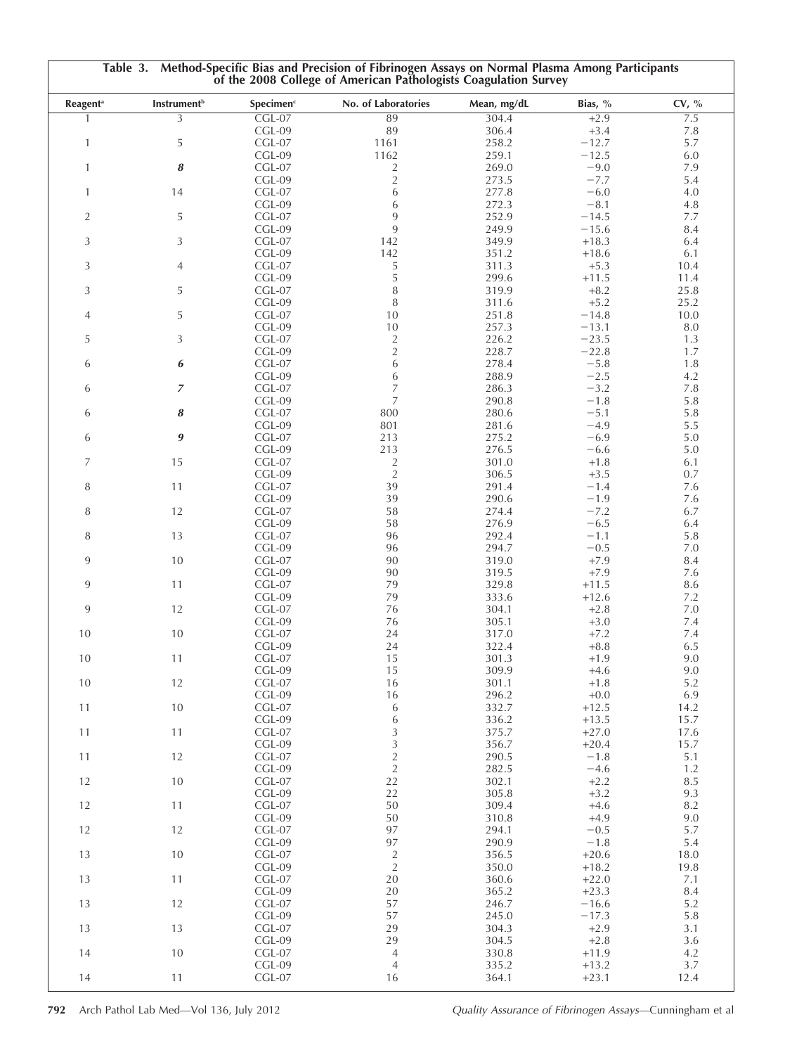**Table 3. Method-Specific Bias and Precision of Fibrinogen Assays on Normal Plasma Among Participants of the 2008 College of American Pathologists Coagulation Survey**

| Reagent[a] | Instrument[b] | Specimen[c] | No. of Laboratories | Mean, mg/dL | Bias, % | CV, % |
|---|---|---|---|---|---|---|
| 1 | 3 | CGL-07 | 89 | 304.4 | +2.9 | 7.5 |
| | | CGL-09 | 89 | 306.4 | +3.4 | 7.8 |
| 1 | 5 | CGL-07 | 1161 | 258.2 | −12.7 | 5.7 |
| | | CGL-09 | 1162 | 259.1 | −12.5 | 6.0 |
| 1 | ***8*** | CGL-07 | 2 | 269.0 | −9.0 | 7.9 |
| | | CGL-09 | 2 | 273.5 | −7.7 | 5.4 |
| 1 | 14 | CGL-07 | 6 | 277.8 | −6.0 | 4.0 |
| | | CGL-09 | 6 | 272.3 | −8.1 | 4.8 |
| 2 | 5 | CGL-07 | 9 | 252.9 | −14.5 | 7.7 |
| | | CGL-09 | 9 | 249.9 | −15.6 | 8.4 |
| 3 | 3 | CGL-07 | 142 | 349.9 | +18.3 | 6.4 |
| | | CGL-09 | 142 | 351.2 | +18.6 | 6.1 |
| 3 | 4 | CGL-07 | 5 | 311.3 | +5.3 | 10.4 |
| | | CGL-09 | 5 | 299.6 | +11.5 | 11.4 |
| 3 | 5 | CGL-07 | 8 | 319.9 | +8.2 | 25.8 |
| | | CGL-09 | 8 | 311.6 | +5.2 | 25.2 |
| 4 | 5 | CGL-07 | 10 | 251.8 | −14.8 | 10.0 |
| | | CGL-09 | 10 | 257.3 | −13.1 | 8.0 |
| 5 | 3 | CGL-07 | 2 | 226.2 | −23.5 | 1.3 |
| | | CGL-09 | 2 | 228.7 | −22.8 | 1.7 |
| 6 | ***6*** | CGL-07 | 6 | 278.4 | −5.8 | 1.8 |
| | | CGL-09 | 6 | 288.9 | −2.5 | 4.2 |
| 6 | ***7*** | CGL-07 | 7 | 286.3 | −3.2 | 7.8 |
| | | CGL-09 | 7 | 290.8 | −1.8 | 5.8 |
| 6 | ***8*** | CGL-07 | 800 | 280.6 | −5.1 | 5.8 |
| | | CGL-09 | 801 | 281.6 | −4.9 | 5.5 |
| 6 | ***9*** | CGL-07 | 213 | 275.2 | −6.9 | 5.0 |
| | | CGL-09 | 213 | 276.5 | −6.6 | 5.0 |
| 7 | 15 | CGL-07 | 2 | 301.0 | +1.8 | 6.1 |
| | | CGL-09 | 2 | 306.5 | +3.5 | 0.7 |
| 8 | 11 | CGL-07 | 39 | 291.4 | −1.4 | 7.6 |
| | | CGL-09 | 39 | 290.6 | −1.9 | 7.6 |
| 8 | 12 | CGL-07 | 58 | 274.4 | −7.2 | 6.7 |
| | | CGL-09 | 58 | 276.9 | −6.5 | 6.4 |
| 8 | 13 | CGL-07 | 96 | 292.4 | −1.1 | 5.8 |
| | | CGL-09 | 96 | 294.7 | −0.5 | 7.0 |
| 9 | 10 | CGL-07 | 90 | 319.0 | +7.9 | 8.4 |
| | | CGL-09 | 90 | 319.5 | +7.9 | 7.6 |
| 9 | 11 | CGL-07 | 79 | 329.8 | +11.5 | 8.6 |
| | | CGL-09 | 79 | 333.6 | +12.6 | 7.2 |
| 9 | 12 | CGL-07 | 76 | 304.1 | +2.8 | 7.0 |
| | | CGL-09 | 76 | 305.1 | +3.0 | 7.4 |
| 10 | 10 | CGL-07 | 24 | 317.0 | +7.2 | 7.4 |
| | | CGL-09 | 24 | 322.4 | +8.8 | 6.5 |
| 10 | 11 | CGL-07 | 15 | 301.3 | +1.9 | 9.0 |
| | | CGL-09 | 15 | 309.9 | +4.6 | 9.0 |
| 10 | 12 | CGL-07 | 16 | 301.1 | +1.8 | 5.2 |
| | | CGL-09 | 16 | 296.2 | +0.0 | 6.9 |
| 11 | 10 | CGL-07 | 6 | 332.7 | +12.5 | 14.2 |
| | | CGL-09 | 6 | 336.2 | +13.5 | 15.7 |
| 11 | 11 | CGL-07 | 3 | 375.7 | +27.0 | 17.6 |
| | | CGL-09 | 3 | 356.7 | +20.4 | 15.7 |
| 11 | 12 | CGL-07 | 2 | 290.5 | −1.8 | 5.1 |
| | | CGL-09 | 2 | 282.5 | −4.6 | 1.2 |
| 12 | 10 | CGL-07 | 22 | 302.1 | +2.2 | 8.5 |
| | | CGL-09 | 22 | 305.8 | +3.2 | 9.3 |
| 12 | 11 | CGL-07 | 50 | 309.4 | +4.6 | 8.2 |
| | | CGL-09 | 50 | 310.8 | +4.9 | 9.0 |
| 12 | 12 | CGL-07 | 97 | 294.1 | −0.5 | 5.7 |
| | | CGL-09 | 97 | 290.9 | −1.8 | 5.4 |
| 13 | 10 | CGL-07 | 2 | 356.5 | +20.6 | 18.0 |
| | | CGL-09 | 2 | 350.0 | +18.2 | 19.8 |
| 13 | 11 | CGL-07 | 20 | 360.6 | +22.0 | 7.1 |
| | | CGL-09 | 20 | 365.2 | +23.3 | 8.4 |
| 13 | 12 | CGL-07 | 57 | 246.7 | −16.6 | 5.2 |
| | | CGL-09 | 57 | 245.0 | −17.3 | 5.8 |
| 13 | 13 | CGL-07 | 29 | 304.3 | +2.9 | 3.1 |
| | | CGL-09 | 29 | 304.5 | +2.8 | 3.6 |
| 14 | 10 | CGL-07 | 4 | 330.8 | +11.9 | 4.2 |
| | | CGL-09 | 4 | 335.2 | +13.2 | 3.7 |
| 14 | 11 | CGL-07 | 16 | 364.1 | +23.1 | 12.4 |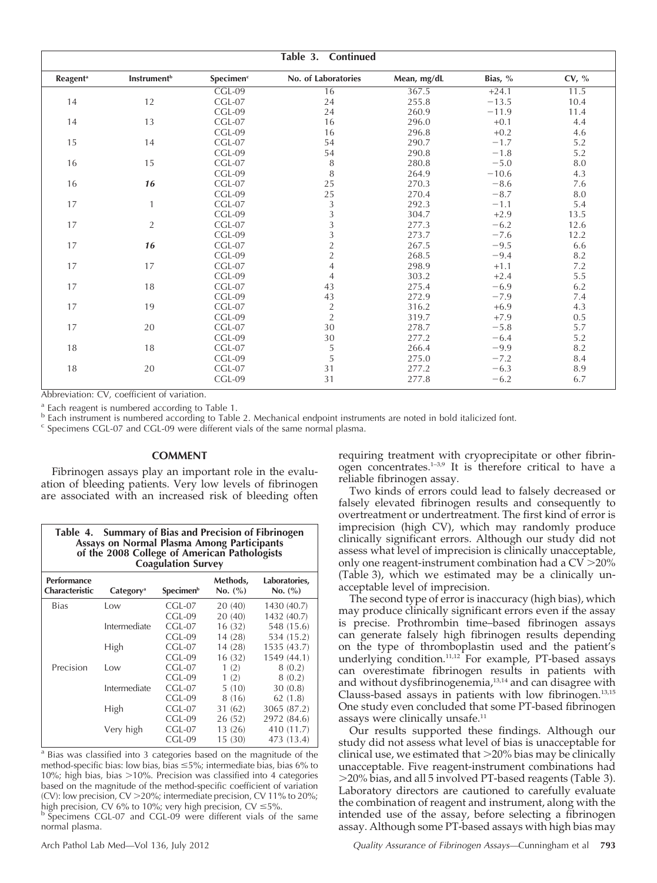**Table 3. Continued**

| Reagent[a] | Instrument[b] | Specimen[c] | No. of Laboratories | Mean, mg/dL | Bias, % | CV, % |
|---|---|---|---|---|---|---|
| | | CGL-09 | 16 | 367.5 | +24.1 | 11.5 |
| 14 | 12 | CGL-07 | 24 | 255.8 | −13.5 | 10.4 |
| | | CGL-09 | 24 | 260.9 | −11.9 | 11.4 |
| 14 | 13 | CGL-07 | 16 | 296.0 | +0.1 | 4.4 |
| | | CGL-09 | 16 | 296.8 | +0.2 | 4.6 |
| 15 | 14 | CGL-07 | 54 | 290.7 | −1.7 | 5.2 |
| | | CGL-09 | 54 | 290.8 | −1.8 | 5.2 |
| 16 | 15 | CGL-07 | 8 | 280.8 | −5.0 | 8.0 |
| | | CGL-09 | 8 | 264.9 | −10.6 | 4.3 |
| 16 | ***16*** | CGL-07 | 25 | 270.3 | −8.6 | 7.6 |
| | | CGL-09 | 25 | 270.4 | −8.7 | 8.0 |
| 17 | 1 | CGL-07 | 3 | 292.3 | −1.1 | 5.4 |
| | | CGL-09 | 3 | 304.7 | +2.9 | 13.5 |
| 17 | 2 | CGL-07 | 3 | 277.3 | −6.2 | 12.6 |
| | | CGL-09 | 3 | 273.7 | −7.6 | 12.2 |
| 17 | ***16*** | CGL-07 | 2 | 267.5 | −9.5 | 6.6 |
| | | CGL-09 | 2 | 268.5 | −9.4 | 8.2 |
| 17 | 17 | CGL-07 | 4 | 298.9 | +1.1 | 7.2 |
| | | CGL-09 | 4 | 303.2 | +2.4 | 5.5 |
| 17 | 18 | CGL-07 | 43 | 275.4 | −6.9 | 6.2 |
| | | CGL-09 | 43 | 272.9 | −7.9 | 7.4 |
| 17 | 19 | CGL-07 | 2 | 316.2 | +6.9 | 4.3 |
| | | CGL-09 | 2 | 319.7 | +7.9 | 0.5 |
| 17 | 20 | CGL-07 | 30 | 278.7 | −5.8 | 5.7 |
| | | CGL-09 | 30 | 277.2 | −6.4 | 5.2 |
| 18 | 18 | CGL-07 | 5 | 266.4 | −9.9 | 8.2 |
| | | CGL-09 | 5 | 275.0 | −7.2 | 8.4 |
| 18 | 20 | CGL-07 | 31 | 277.2 | −6.3 | 8.9 |
| | | CGL-09 | 31 | 277.8 | −6.2 | 6.7 |

Abbreviation: CV, coefficient of variation.

[a] Each reagent is numbered according to Table 1.

[b] Each instrument is numbered according to Table 2. Mechanical endpoint instruments are noted in bold italicized font.

[c] Specimens CGL-07 and CGL-09 were different vials of the same normal plasma.

## COMMENT

Fibrinogen assays play an important role in the evaluation of bleeding patients. Very low levels of fibrinogen are associated with an increased risk of bleeding often requiring treatment with cryoprecipitate or other fibrinogen concentrates.[1–3,9] It is therefore critical to have a reliable fibrinogen assay.

Two kinds of errors could lead to falsely decreased or falsely elevated fibrinogen results and consequently to overtreatment or undertreatment. The first kind of error is imprecision (high CV), which may randomly produce clinically significant errors. Although our study did not assess what level of imprecision is clinically unacceptable, only one reagent-instrument combination had a CV >20% (Table 3), which we estimated may be a clinically unacceptable level of imprecision.

The second type of error is inaccuracy (high bias), which may produce clinically significant errors even if the assay is precise. Prothrombin time–based fibrinogen assays can generate falsely high fibrinogen results depending on the type of thromboplastin used and the patient's underlying condition.[11,12] For example, PT-based assays can overestimate fibrinogen results in patients with and without dysfibrinogenemia,[13,14] and can disagree with Clauss-based assays in patients with low fibrinogen.[13,15] One study even concluded that some PT-based fibrinogen assays were clinically unsafe.[11]

Our results supported these findings. Although our study did not assess what level of bias is unacceptable for clinical use, we estimated that >20% bias may be clinically unacceptable. Five reagent-instrument combinations had >20% bias, and all 5 involved PT-based reagents (Table 3). Laboratory directors are cautioned to carefully evaluate the combination of reagent and instrument, along with the intended use of the assay, before selecting a fibrinogen assay. Although some PT-based assays with high bias may

**Table 4. Summary of Bias and Precision of Fibrinogen Assays on Normal Plasma Among Participants of the 2008 College of American Pathologists Coagulation Survey**

| Performance Characteristic | Category[a] | Specimen[b] | Methods, No. (%) | Laboratories, No. (%) |
|---|---|---|---|---|
| Bias | Low | CGL-07 | 20 (40) | 1430 (40.7) |
| | | CGL-09 | 20 (40) | 1432 (40.7) |
| | Intermediate | CGL-07 | 16 (32) | 548 (15.6) |
| | | CGL-09 | 14 (28) | 534 (15.2) |
| | High | CGL-07 | 14 (28) | 1535 (43.7) |
| | | CGL-09 | 16 (32) | 1549 (44.1) |
| Precision | Low | CGL-07 | 1 (2) | 8 (0.2) |
| | | CGL-09 | 1 (2) | 8 (0.2) |
| | Intermediate | CGL-07 | 5 (10) | 30 (0.8) |
| | | CGL-09 | 8 (16) | 62 (1.8) |
| | High | CGL-07 | 31 (62) | 3065 (87.2) |
| | | CGL-09 | 26 (52) | 2972 (84.6) |
| | Very high | CGL-07 | 13 (26) | 410 (11.7) |
| | | CGL-09 | 15 (30) | 473 (13.4) |

[a] Bias was classified into 3 categories based on the magnitude of the method-specific bias: low bias, bias ≤5%; intermediate bias, bias 6% to 10%; high bias, bias >10%. Precision was classified into 4 categories based on the magnitude of the method-specific coefficient of variation (CV): low precision, CV >20%; intermediate precision, CV 11% to 20%; high precision, CV 6% to 10%; very high precision, CV ≤5%.

[b] Specimens CGL-07 and CGL-09 were different vials of the same normal plasma.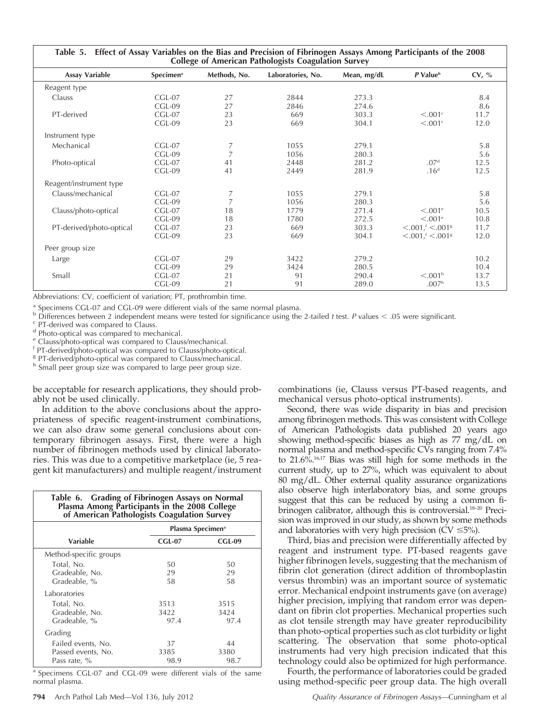**Table 5. Effect of Assay Variables on the Bias and Precision of Fibrinogen Assays Among Participants of the 2008 College of American Pathologists Coagulation Survey**

| Assay Variable | Specimen[a] | Methods, No. | Laboratories, No. | Mean, mg/dL | P Value[b] | CV, % |
|---|---|---|---|---|---|---|
| Reagent type | | | | | | |
| Clauss | CGL-07 | 27 | 2844 | 273.3 | | 8.4 |
| | CGL-09 | 27 | 2846 | 274.6 | | 8.6 |
| PT-derived | CGL-07 | 23 | 669 | 303.3 | <.001[c] | 11.7 |
| | CGL-09 | 23 | 669 | 304.1 | <.001[c] | 12.0 |
| Instrument type | | | | | | |
| Mechanical | CGL-07 | 7 | 1055 | 279.1 | | 5.8 |
| | CGL-09 | 7 | 1056 | 280.3 | | 5.6 |
| Photo-optical | CGL-07 | 41 | 2448 | 281.2 | .07[d] | 12.5 |
| | CGL-09 | 41 | 2449 | 281.9 | .16[d] | 12.5 |
| Reagent/instrument type | | | | | | |
| Clauss/mechanical | CGL-07 | 7 | 1055 | 279.1 | | 5.8 |
| | CGL-09 | 7 | 1056 | 280.3 | | 5.6 |
| Clauss/photo-optical | CGL-07 | 18 | 1779 | 271.4 | <.001[e] | 10.5 |
| | CGL-09 | 18 | 1780 | 272.5 | <.001[e] | 10.8 |
| PT-derived/photo-optical | CGL-07 | 23 | 669 | 303.3 | <.001,[f] <.001[g] | 11.7 |
| | CGL-09 | 23 | 669 | 304.1 | <.001,[f] <.001[g] | 12.0 |
| Peer group size | | | | | | |
| Large | CGL-07 | 29 | 3422 | 279.2 | | 10.2 |
| | CGL-09 | 29 | 3424 | 280.5 | | 10.4 |
| Small | CGL-07 | 21 | 91 | 290.4 | <.001[h] | 13.7 |
| | CGL-09 | 21 | 91 | 289.0 | .007[h] | 13.5 |

Abbreviations: CV, coefficient of variation; PT, prothrombin time.

[a] Specimens CGL-07 and CGL-09 were different vials of the same normal plasma.
[b] Differences between 2 independent means were tested for significance using the 2-tailed *t* test. *P* values < .05 were significant.
[c] PT-derived was compared to Clauss.
[d] Photo-optical was compared to mechanical.
[e] Clauss/photo-optical was compared to Clauss/mechanical.
[f] PT-derived/photo-optical was compared to Clauss/photo-optical.
[g] PT-derived/photo-optical was compared to Clauss/mechanical.
[h] Small peer group size was compared to large peer group size.

be acceptable for research applications, they should probably not be used clinically.

In addition to the above conclusions about the appropriateness of specific reagent-instrument combinations, we can also draw some general conclusions about contemporary fibrinogen assays. First, there were a high number of fibrinogen methods used by clinical laboratories. This was due to a competitive marketplace (ie, 5 reagent kit manufacturers) and multiple reagent/instrument combinations (ie, Clauss versus PT-based reagents, and mechanical versus photo-optical instruments).

**Table 6. Grading of Fibrinogen Assays on Normal Plasma Among Participants in the 2008 College of American Pathologists Coagulation Survey**

| | Plasma Specimen[a] | |
|---|---|---|
| Variable | CGL-07 | CGL-09 |
| Method-specific groups | | |
| Total, No. | 50 | 50 |
| Gradeable, No. | 29 | 29 |
| Gradeable, % | 58 | 58 |
| Laboratories | | |
| Total, No. | 3513 | 3515 |
| Gradeable, No. | 3422 | 3424 |
| Gradeable, % | 97.4 | 97.4 |
| Grading | | |
| Failed events, No. | 37 | 44 |
| Passed events, No. | 3385 | 3380 |
| Pass rate, % | 98.9 | 98.7 |

[a] Specimens CGL-07 and CGL-09 were different vials of the same normal plasma.

Second, there was wide disparity in bias and precision among fibrinogen methods. This was consistent with College of American Pathologists data published 20 years ago showing method-specific biases as high as 77 mg/dL on normal plasma and method-specific CVs ranging from 7.4% to 21.6%.[16,17] Bias was still high for some methods in the current study, up to 27%, which was equivalent to about 80 mg/dL. Other external quality assurance organizations also observe high interlaboratory bias, and some groups suggest that this can be reduced by using a common fibrinogen calibrator, although this is controversial.[18–20] Precision was improved in our study, as shown by some methods and laboratories with very high precision (CV ≤5%).

Third, bias and precision were differentially affected by reagent and instrument type. PT-based reagents gave higher fibrinogen levels, suggesting that the mechanism of fibrin clot generation (direct addition of thromboplastin versus thrombin) was an important source of systematic error. Mechanical endpoint instruments gave (on average) higher precision, implying that random error was dependant on fibrin clot properties. Mechanical properties such as clot tensile strength may have greater reproducibility than photo-optical properties such as clot turbidity or light scattering. The observation that some photo-optical instruments had very high precision indicated that this technology could also be optimized for high performance.

Fourth, the performance of laboratories could be graded using method-specific peer group data. The high overall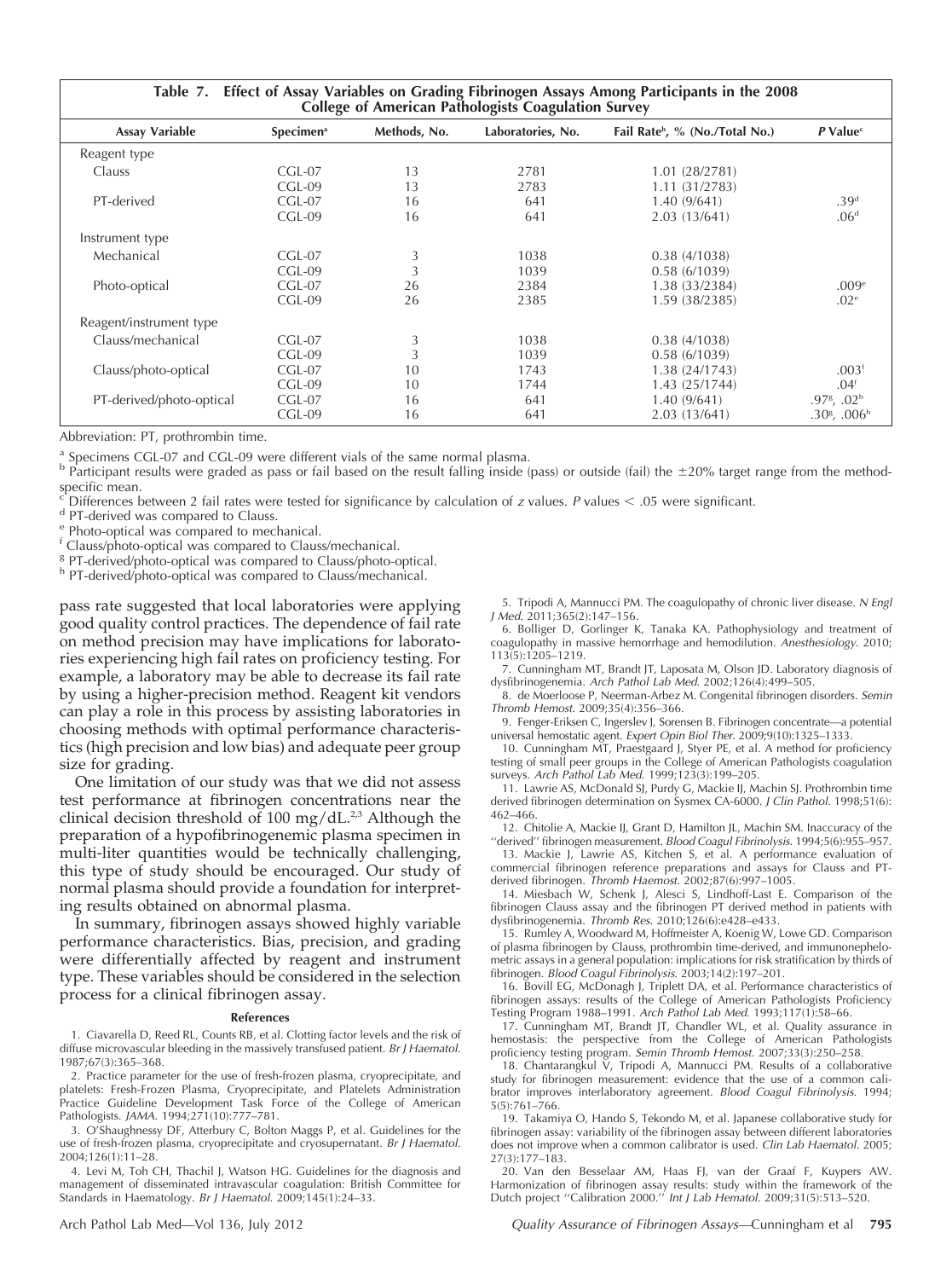**Table 7. Effect of Assay Variables on Grading Fibrinogen Assays Among Participants in the 2008 College of American Pathologists Coagulation Survey**

| Assay Variable | Specimen[a] | Methods, No. | Laboratories, No. | Fail Rate[b], % (No./Total No.) | P Value[c] |
|---|---|---|---|---|---|
| Reagent type | | | | | |
| Clauss | CGL-07 | 13 | 2781 | 1.01 (28/2781) | |
| | CGL-09 | 13 | 2783 | 1.11 (31/2783) | |
| PT-derived | CGL-07 | 16 | 641 | 1.40 (9/641) | .39[d] |
| | CGL-09 | 16 | 641 | 2.03 (13/641) | .06[d] |
| Instrument type | | | | | |
| Mechanical | CGL-07 | 3 | 1038 | 0.38 (4/1038) | |
| | CGL-09 | 3 | 1039 | 0.58 (6/1039) | |
| Photo-optical | CGL-07 | 26 | 2384 | 1.38 (33/2384) | .009[e] |
| | CGL-09 | 26 | 2385 | 1.59 (38/2385) | .02[e] |
| Reagent/instrument type | | | | | |
| Clauss/mechanical | CGL-07 | 3 | 1038 | 0.38 (4/1038) | |
| | CGL-09 | 3 | 1039 | 0.58 (6/1039) | |
| Clauss/photo-optical | CGL-07 | 10 | 1743 | 1.38 (24/1743) | .003[f] |
| | CGL-09 | 10 | 1744 | 1.43 (25/1744) | .04[f] |
| PT-derived/photo-optical | CGL-07 | 16 | 641 | 1.40 (9/641) | .97[g], .02[h] |
| | CGL-09 | 16 | 641 | 2.03 (13/641) | .30[g], .006[h] |

Abbreviation: PT, prothrombin time.

[a] Specimens CGL-07 and CGL-09 were different vials of the same normal plasma.

[b] Participant results were graded as pass or fail based on the result falling inside (pass) or outside (fail) the ±20% target range from the method-specific mean.

[c] Differences between 2 fail rates were tested for significance by calculation of *z* values. *P* values < .05 were significant.

[d] PT-derived was compared to Clauss.

[e] Photo-optical was compared to mechanical.

[f] Clauss/photo-optical was compared to Clauss/mechanical.

[g] PT-derived/photo-optical was compared to Clauss/photo-optical.

[h] PT-derived/photo-optical was compared to Clauss/mechanical.

pass rate suggested that local laboratories were applying good quality control practices. The dependence of fail rate on method precision may have implications for laboratories experiencing high fail rates on proficiency testing. For example, a laboratory may be able to decrease its fail rate by using a higher-precision method. Reagent kit vendors can play a role in this process by assisting laboratories in choosing methods with optimal performance characteristics (high precision and low bias) and adequate peer group size for grading.

One limitation of our study was that we did not assess test performance at fibrinogen concentrations near the clinical decision threshold of 100 mg/dL.[2,3] Although the preparation of a hypofibrinogenemic plasma specimen in multi-liter quantities would be technically challenging, this type of study should be encouraged. Our study of normal plasma should provide a foundation for interpreting results obtained on abnormal plasma.

In summary, fibrinogen assays showed highly variable performance characteristics. Bias, precision, and grading were differentially affected by reagent and instrument type. These variables should be considered in the selection process for a clinical fibrinogen assay.

## References

1. Ciavarella D, Reed RL, Counts RB, et al. Clotting factor levels and the risk of diffuse microvascular bleeding in the massively transfused patient. *Br J Haematol*. 1987;67(3):365–368.
2. Practice parameter for the use of fresh-frozen plasma, cryoprecipitate, and platelets: Fresh-Frozen Plasma, Cryoprecipitate, and Platelets Administration Practice Guideline Development Task Force of the College of American Pathologists. *JAMA*. 1994;271(10):777–781.
3. O'Shaughnessy DF, Atterbury C, Bolton Maggs P, et al. Guidelines for the use of fresh-frozen plasma, cryoprecipitate and cryosupernatant. *Br J Haematol*. 2004;126(1):11–28.
4. Levi M, Toh CH, Thachil J, Watson HG. Guidelines for the diagnosis and management of disseminated intravascular coagulation: British Committee for Standards in Haematology. *Br J Haematol*. 2009;145(1):24–33.
5. Tripodi A, Mannucci PM. The coagulopathy of chronic liver disease. *N Engl J Med*. 2011;365(2):147–156.
6. Bolliger D, Gorlinger K, Tanaka KA. Pathophysiology and treatment of coagulopathy in massive hemorrhage and hemodilution. *Anesthesiology*. 2010; 113(5):1205–1219.
7. Cunningham MT, Brandt JT, Laposata M, Olson JD. Laboratory diagnosis of dysfibrinogenemia. *Arch Pathol Lab Med*. 2002;126(4):499–505.
8. de Moerloose P, Neerman-Arbez M. Congenital fibrinogen disorders. *Semin Thromb Hemost*. 2009;35(4):356–366.
9. Fenger-Eriksen C, Ingerslev J, Sorensen B. Fibrinogen concentrate—a potential universal hemostatic agent. *Expert Opin Biol Ther*. 2009;9(10):1325–1333.
10. Cunningham MT, Praestgaard J, Styer PE, et al. A method for proficiency testing of small peer groups in the College of American Pathologists coagulation surveys. *Arch Pathol Lab Med*. 1999;123(3):199–205.
11. Lawrie AS, McDonald SJ, Purdy G, Mackie IJ, Machin SJ. Prothrombin time derived fibrinogen determination on Sysmex CA-6000. *J Clin Pathol*. 1998;51(6): 462–466.
12. Chitolie A, Mackie IJ, Grant D, Hamilton JL, Machin SM. Inaccuracy of the ''derived'' fibrinogen measurement. *Blood Coagul Fibrinolysis*. 1994;5(6):955–957.
13. Mackie J, Lawrie AS, Kitchen S, et al. A performance evaluation of commercial fibrinogen reference preparations and assays for Clauss and PT-derived fibrinogen. *Thromb Haemost*. 2002;87(6):997–1005.
14. Miesbach W, Schenk J, Alesci S, Lindhoff-Last E. Comparison of the fibrinogen Clauss assay and the fibrinogen PT derived method in patients with dysfibrinogenemia. *Thromb Res*. 2010;126(6):e428–e433.
15. Rumley A, Woodward M, Hoffmeister A, Koenig W, Lowe GD. Comparison of plasma fibrinogen by Clauss, prothrombin time-derived, and immunonephelometric assays in a general population: implications for risk stratification by thirds of fibrinogen. *Blood Coagul Fibrinolysis*. 2003;14(2):197–201.
16. Bovill EG, McDonagh J, Triplett DA, et al. Performance characteristics of fibrinogen assays: results of the College of American Pathologists Proficiency Testing Program 1988–1991. *Arch Pathol Lab Med*. 1993;117(1):58–66.
17. Cunningham MT, Brandt JT, Chandler WL, et al. Quality assurance in hemostasis: the perspective from the College of American Pathologists proficiency testing program. *Semin Thromb Hemost*. 2007;33(3):250–258.
18. Chantarangkul V, Tripodi A, Mannucci PM. Results of a collaborative study for fibrinogen measurement: evidence that the use of a common calibrator improves interlaboratory agreement. *Blood Coagul Fibrinolysis*. 1994; 5(5):761–766.
19. Takamiya O, Hando S, Tekondo M, et al. Japanese collaborative study for fibrinogen assay: variability of the fibrinogen assay between different laboratories does not improve when a common calibrator is used. *Clin Lab Haematol*. 2005; 27(3):177–183.
20. Van den Besselaar AM, Haas FJ, van der Graaf F, Kuypers AW. Harmonization of fibrinogen assay results: study within the framework of the Dutch project ''Calibration 2000.'' *Int J Lab Hematol*. 2009;31(5):513–520.